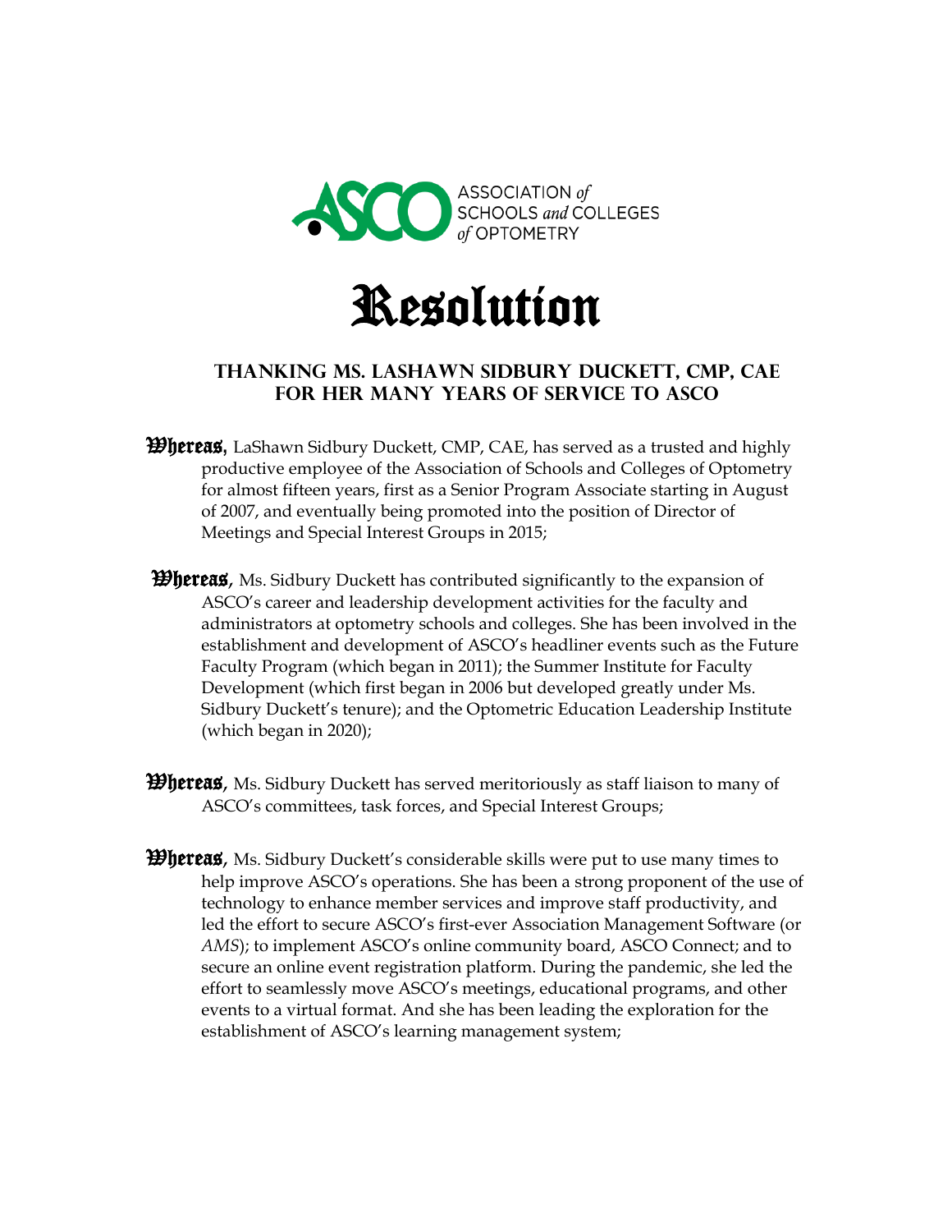ASSOCIATION *of* SCHOOLS *and* COLLEGES *of* OPTOMETRY

# Resolution

## Thanking Ms. LaShawn Sidbury Duckett, CMP, CAE for Her Many Years of Service to ASCO

**Whereas**, LaShawn Sidbury Duckett, CMP, CAE, has served as a trusted and highly productive employee of the Association of Schools and Colleges of Optometry for almost fifteen years, first as a Senior Program Associate starting in August of 2007, and eventually being promoted into the position of Director of Meetings and Special Interest Groups in 2015;

**Whereas**, Ms. Sidbury Duckett has contributed significantly to the expansion of ASCO's career and leadership development activities for the faculty and administrators at optometry schools and colleges. She has been involved in the establishment and development of ASCO's headliner events such as the Future Faculty Program (which began in 2011); the Summer Institute for Faculty Development (which first began in 2006 but developed greatly under Ms. Sidbury Duckett's tenure); and the Optometric Education Leadership Institute (which began in 2020);

**Whereas**, Ms. Sidbury Duckett has served meritoriously as staff liaison to many of ASCO's committees, task forces, and Special Interest Groups;

**Whereas**, Ms. Sidbury Duckett's considerable skills were put to use many times to help improve ASCO's operations. She has been a strong proponent of the use of technology to enhance member services and improve staff productivity, and led the effort to secure ASCO's first-ever Association Management Software (or *AMS*); to implement ASCO's online community board, ASCO Connect; and to secure an online event registration platform. During the pandemic, she led the effort to seamlessly move ASCO's meetings, educational programs, and other events to a virtual format. And she has been leading the exploration for the establishment of ASCO's learning management system;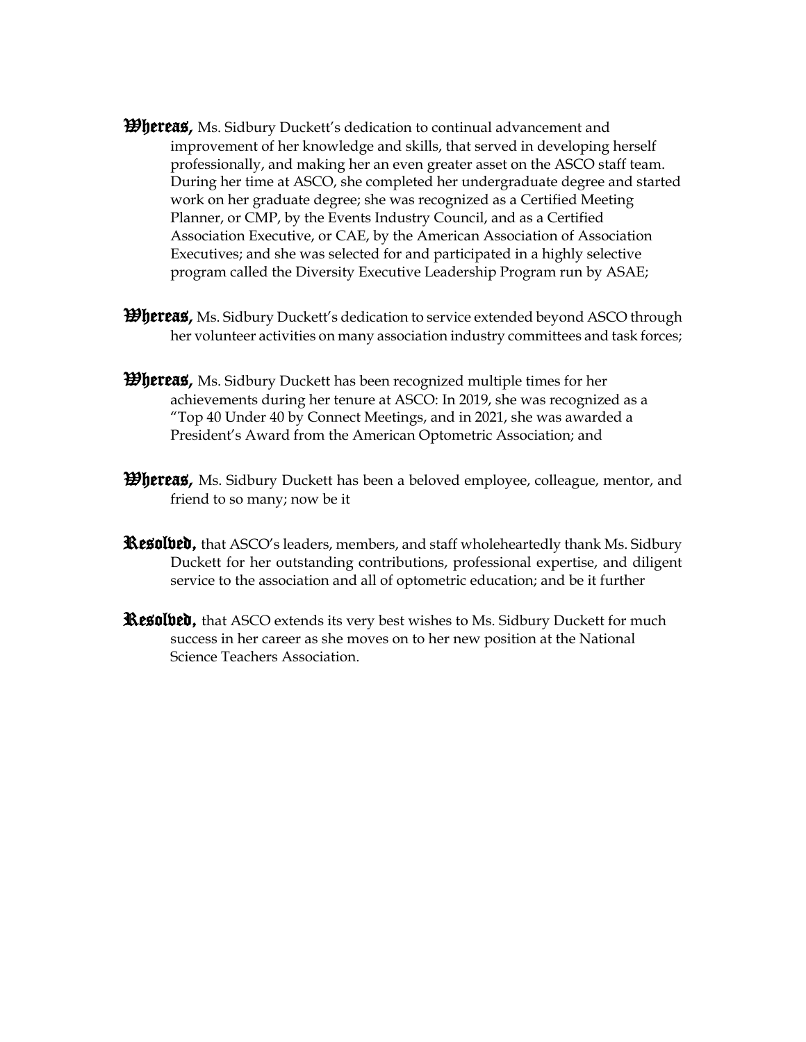**Whereas,** Ms. Sidbury Duckett's dedication to continual advancement and improvement of her knowledge and skills, that served in developing herself professionally, and making her an even greater asset on the ASCO staff team. During her time at ASCO, she completed her undergraduate degree and started work on her graduate degree; she was recognized as a Certified Meeting Planner, or CMP, by the Events Industry Council, and as a Certified Association Executive, or CAE, by the American Association of Association Executives; and she was selected for and participated in a highly selective program called the Diversity Executive Leadership Program run by ASAE;

**Whereas,** Ms. Sidbury Duckett's dedication to service extended beyond ASCO through her volunteer activities on many association industry committees and task forces;

**Whereas,** Ms. Sidbury Duckett has been recognized multiple times for her achievements during her tenure at ASCO: In 2019, she was recognized as a "Top 40 Under 40 by Connect Meetings, and in 2021, she was awarded a President's Award from the American Optometric Association; and

**Whereas,** Ms. Sidbury Duckett has been a beloved employee, colleague, mentor, and friend to so many; now be it

**Resolved,** that ASCO's leaders, members, and staff wholeheartedly thank Ms. Sidbury Duckett for her outstanding contributions, professional expertise, and diligent service to the association and all of optometric education; and be it further

**Resolved,** that ASCO extends its very best wishes to Ms. Sidbury Duckett for much success in her career as she moves on to her new position at the National Science Teachers Association.